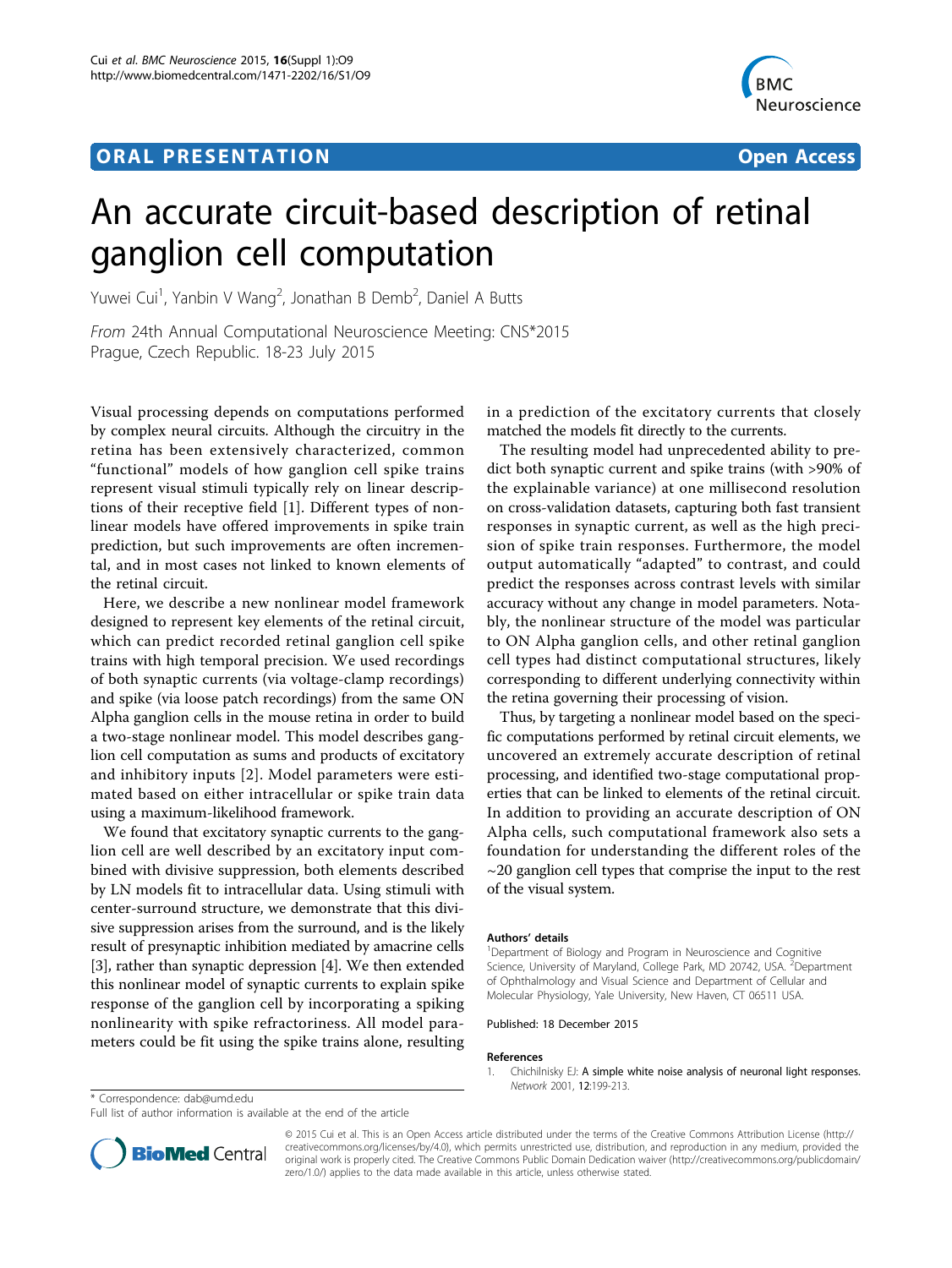**ORAL PRESENTATION** **Open Access**

# An accurate circuit-based description of retinal ganglion cell computation

Yuwei Cui[1], Yanbin V Wang[2], Jonathan B Demb[2], Daniel A Butts

*From* 24th Annual Computational Neuroscience Meeting: CNS*2015
Prague, Czech Republic. 18-23 July 2015

Visual processing depends on computations performed by complex neural circuits. Although the circuitry in the retina has been extensively characterized, common "functional" models of how ganglion cell spike trains represent visual stimuli typically rely on linear descriptions of their receptive field [1]. Different types of nonlinear models have offered improvements in spike train prediction, but such improvements are often incremental, and in most cases not linked to known elements of the retinal circuit.

Here, we describe a new nonlinear model framework designed to represent key elements of the retinal circuit, which can predict recorded retinal ganglion cell spike trains with high temporal precision. We used recordings of both synaptic currents (via voltage-clamp recordings) and spike (via loose patch recordings) from the same ON Alpha ganglion cells in the mouse retina in order to build a two-stage nonlinear model. This model describes ganglion cell computation as sums and products of excitatory and inhibitory inputs [2]. Model parameters were estimated based on either intracellular or spike train data using a maximum-likelihood framework.

We found that excitatory synaptic currents to the ganglion cell are well described by an excitatory input combined with divisive suppression, both elements described by LN models fit to intracellular data. Using stimuli with center-surround structure, we demonstrate that this divisive suppression arises from the surround, and is the likely result of presynaptic inhibition mediated by amacrine cells [3], rather than synaptic depression [4]. We then extended this nonlinear model of synaptic currents to explain spike response of the ganglion cell by incorporating a spiking nonlinearity with spike refractoriness. All model parameters could be fit using the spike trains alone, resulting in a prediction of the excitatory currents that closely matched the models fit directly to the currents.

The resulting model had unprecedented ability to predict both synaptic current and spike trains (with >90% of the explainable variance) at one millisecond resolution on cross-validation datasets, capturing both fast transient responses in synaptic current, as well as the high precision of spike train responses. Furthermore, the model output automatically "adapted" to contrast, and could predict the responses across contrast levels with similar accuracy without any change in model parameters. Notably, the nonlinear structure of the model was particular to ON Alpha ganglion cells, and other retinal ganglion cell types had distinct computational structures, likely corresponding to different underlying connectivity within the retina governing their processing of vision.

Thus, by targeting a nonlinear model based on the specific computations performed by retinal circuit elements, we uncovered an extremely accurate description of retinal processing, and identified two-stage computational properties that can be linked to elements of the retinal circuit. In addition to providing an accurate description of ON Alpha cells, such computational framework also sets a foundation for understanding the different roles of the ~20 ganglion cell types that comprise the input to the rest of the visual system.

#### Authors' details

[1]Department of Biology and Program in Neuroscience and Cognitive Science, University of Maryland, College Park, MD 20742, USA. [2]Department of Ophthalmology and Visual Science and Department of Cellular and Molecular Physiology, Yale University, New Haven, CT 06511 USA.

Published: 18 December 2015

#### References

1. Chichilnisky EJ: A simple white noise analysis of neuronal light responses. *Network* 2001, **12**:199-213.

* Correspondence: dab@umd.edu
Full list of author information is available at the end of the article

© 2015 Cui et al. This is an Open Access article distributed under the terms of the Creative Commons Attribution License (http://creativecommons.org/licenses/by/4.0), which permits unrestricted use, distribution, and reproduction in any medium, provided the original work is properly cited. The Creative Commons Public Domain Dedication waiver (http://creativecommons.org/publicdomain/zero/1.0/) applies to the data made available in this article, unless otherwise stated.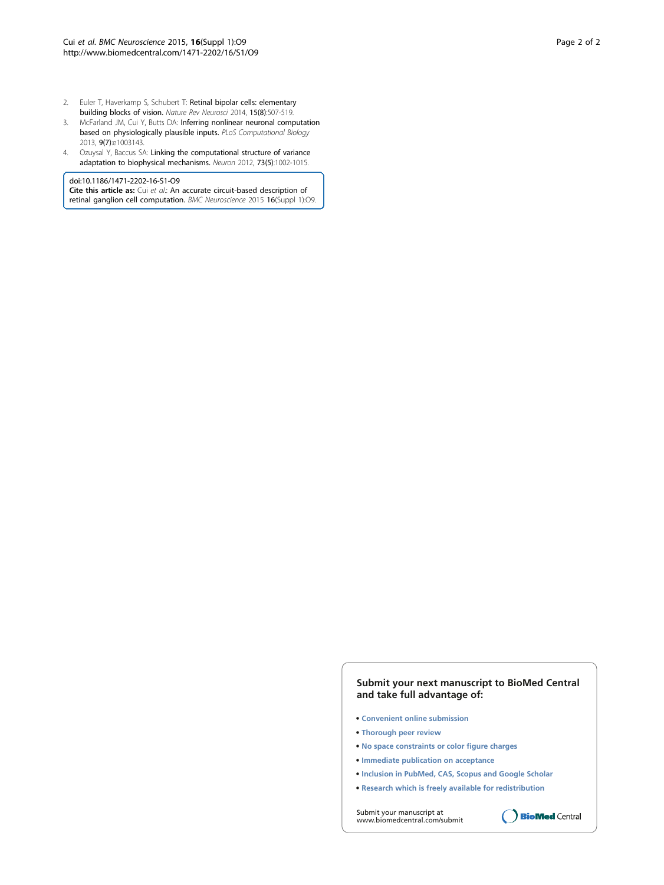2. Euler T, Haverkamp S, Schubert T: **Retinal bipolar cells: elementary building blocks of vision.** *Nature Rev Neurosci* 2014, **15(8)**:507-519.
3. McFarland JM, Cui Y, Butts DA: **Inferring nonlinear neuronal computation based on physiologically plausible inputs.** *PLoS Computational Biology* 2013, **9(7)**:e1003143.
4. Ozuysal Y, Baccus SA: **Linking the computational structure of variance adaptation to biophysical mechanisms.** *Neuron* 2012, **73(5)**:1002-1015.

doi:10.1186/1471-2202-16-S1-O9
**Cite this article as:** Cui *et al.*: An accurate circuit-based description of retinal ganglion cell computation. *BMC Neuroscience* 2015 **16**(Suppl 1):O9.

**Submit your next manuscript to BioMed Central and take full advantage of:**

- **Convenient online submission**
- **Thorough peer review**
- **No space constraints or color figure charges**
- **Immediate publication on acceptance**
- **Inclusion in PubMed, CAS, Scopus and Google Scholar**
- **Research which is freely available for redistribution**

Submit your manuscript at
www.biomedcentral.com/submit

BioMed Central